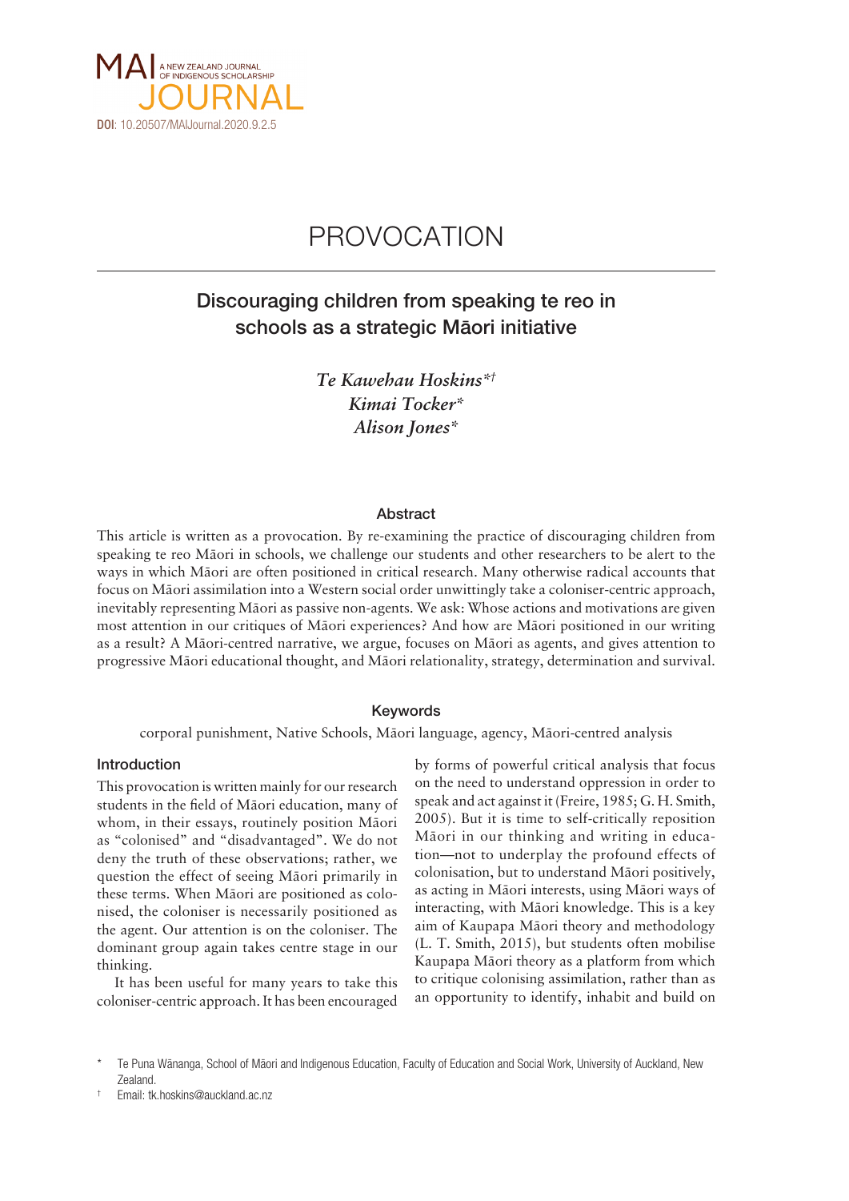MAI JOURNAL
A NEW ZEALAND JOURNAL OF INDIGENOUS SCHOLARSHIP

**DOI**: 10.20507/MAIJournal.2020.9.2.5

# PROVOCATION

## Discouraging children from speaking te reo in schools as a strategic Māori initiative

*Te Kawehau Hoskins*[*†]
*Kimai Tocker*[*]
*Alison Jones*[*]

### Abstract

This article is written as a provocation. By re-examining the practice of discouraging children from speaking te reo Māori in schools, we challenge our students and other researchers to be alert to the ways in which Māori are often positioned in critical research. Many otherwise radical accounts that focus on Māori assimilation into a Western social order unwittingly take a coloniser-centric approach, inevitably representing Māori as passive non-agents. We ask: Whose actions and motivations are given most attention in our critiques of Māori experiences? And how are Māori positioned in our writing as a result? A Māori-centred narrative, we argue, focuses on Māori as agents, and gives attention to progressive Māori educational thought, and Māori relationality, strategy, determination and survival.

### Keywords

corporal punishment, Native Schools, Māori language, agency, Māori-centred analysis

### Introduction

This provocation is written mainly for our research students in the field of Māori education, many of whom, in their essays, routinely position Māori as "colonised" and "disadvantaged". We do not deny the truth of these observations; rather, we question the effect of seeing Māori primarily in these terms. When Māori are positioned as colonised, the coloniser is necessarily positioned as the agent. Our attention is on the coloniser. The dominant group again takes centre stage in our thinking.

It has been useful for many years to take this coloniser-centric approach. It has been encouraged by forms of powerful critical analysis that focus on the need to understand oppression in order to speak and act against it (Freire, 1985; G. H. Smith, 2005). But it is time to self-critically reposition Māori in our thinking and writing in education—not to underplay the profound effects of colonisation, but to understand Māori positively, as acting in Māori interests, using Māori ways of interacting, with Māori knowledge. This is a key aim of Kaupapa Māori theory and methodology (L. T. Smith, 2015), but students often mobilise Kaupapa Māori theory as a platform from which to critique colonising assimilation, rather than as an opportunity to identify, inhabit and build on

---

[*] Te Puna Wānanga, School of Māori and Indigenous Education, Faculty of Education and Social Work, University of Auckland, New Zealand.

[†] Email: tk.hoskins@auckland.ac.nz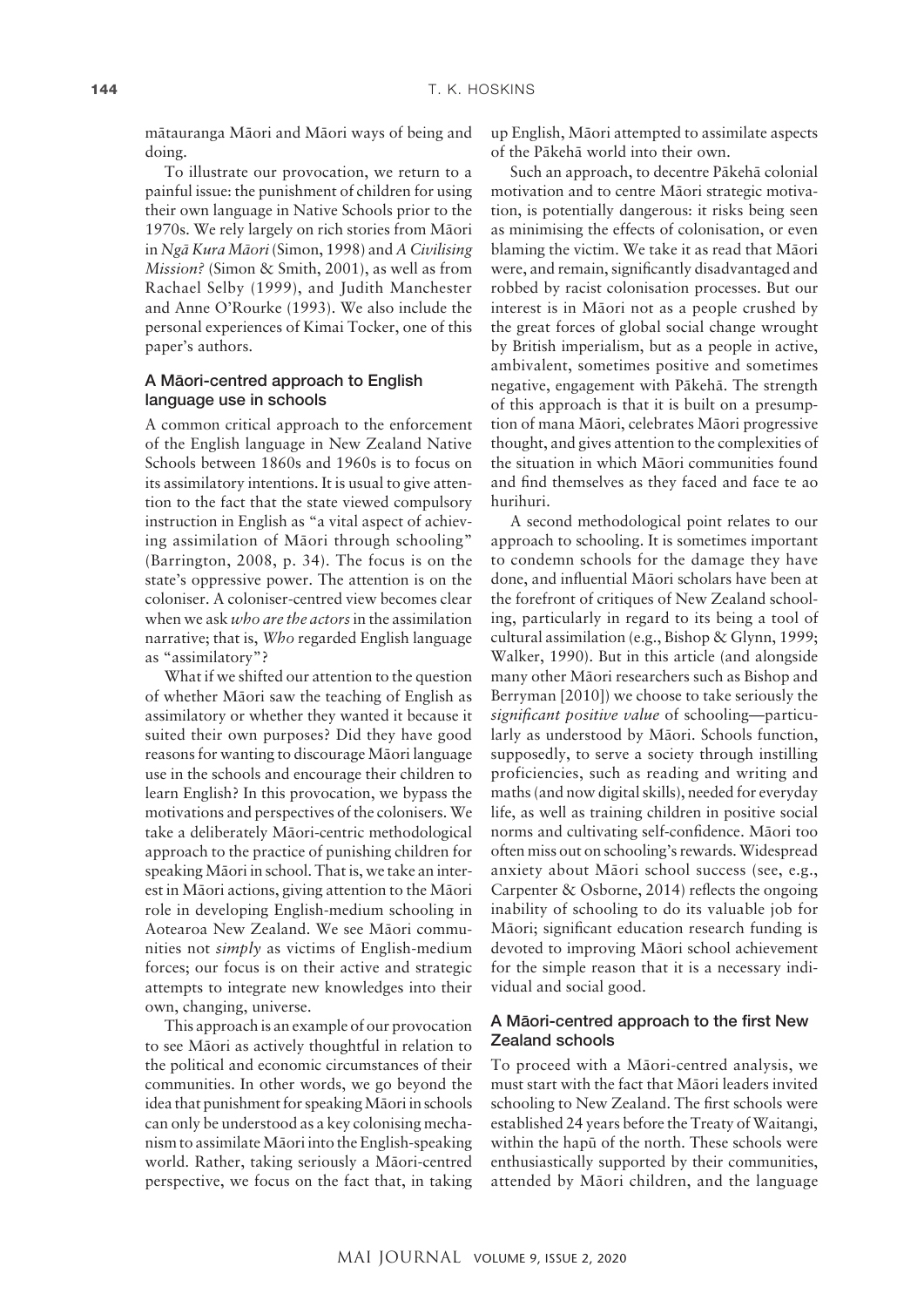mātauranga Māori and Māori ways of being and doing.

To illustrate our provocation, we return to a painful issue: the punishment of children for using their own language in Native Schools prior to the 1970s. We rely largely on rich stories from Māori in *Ngā Kura Māori* (Simon, 1998) and *A Civilising Mission?* (Simon & Smith, 2001), as well as from Rachael Selby (1999), and Judith Manchester and Anne O'Rourke (1993). We also include the personal experiences of Kimai Tocker, one of this paper's authors.

### A Māori-centred approach to English language use in schools

A common critical approach to the enforcement of the English language in New Zealand Native Schools between 1860s and 1960s is to focus on its assimilatory intentions. It is usual to give attention to the fact that the state viewed compulsory instruction in English as "a vital aspect of achieving assimilation of Māori through schooling" (Barrington, 2008, p. 34). The focus is on the state's oppressive power. The attention is on the coloniser. A coloniser-centred view becomes clear when we ask *who are the actors* in the assimilation narrative; that is, *Who* regarded English language as "assimilatory"?

What if we shifted our attention to the question of whether Māori saw the teaching of English as assimilatory or whether they wanted it because it suited their own purposes? Did they have good reasons for wanting to discourage Māori language use in the schools and encourage their children to learn English? In this provocation, we bypass the motivations and perspectives of the colonisers. We take a deliberately Māori-centric methodological approach to the practice of punishing children for speaking Māori in school. That is, we take an interest in Māori actions, giving attention to the Māori role in developing English-medium schooling in Aotearoa New Zealand. We see Māori communities not *simply* as victims of English-medium forces; our focus is on their active and strategic attempts to integrate new knowledges into their own, changing, universe.

This approach is an example of our provocation to see Māori as actively thoughtful in relation to the political and economic circumstances of their communities. In other words, we go beyond the idea that punishment for speaking Māori in schools can only be understood as a key colonising mechanism to assimilate Māori into the English-speaking world. Rather, taking seriously a Māori-centred perspective, we focus on the fact that, in taking up English, Māori attempted to assimilate aspects of the Pākehā world into their own.

Such an approach, to decentre Pākehā colonial motivation and to centre Māori strategic motivation, is potentially dangerous: it risks being seen as minimising the effects of colonisation, or even blaming the victim. We take it as read that Māori were, and remain, significantly disadvantaged and robbed by racist colonisation processes. But our interest is in Māori not as a people crushed by the great forces of global social change wrought by British imperialism, but as a people in active, ambivalent, sometimes positive and sometimes negative, engagement with Pākehā. The strength of this approach is that it is built on a presumption of mana Māori, celebrates Māori progressive thought, and gives attention to the complexities of the situation in which Māori communities found and find themselves as they faced and face te ao hurihuri.

A second methodological point relates to our approach to schooling. It is sometimes important to condemn schools for the damage they have done, and influential Māori scholars have been at the forefront of critiques of New Zealand schooling, particularly in regard to its being a tool of cultural assimilation (e.g., Bishop & Glynn, 1999; Walker, 1990). But in this article (and alongside many other Māori researchers such as Bishop and Berryman [2010]) we choose to take seriously the *significant positive value* of schooling—particularly as understood by Māori. Schools function, supposedly, to serve a society through instilling proficiencies, such as reading and writing and maths (and now digital skills), needed for everyday life, as well as training children in positive social norms and cultivating self-confidence. Māori too often miss out on schooling's rewards. Widespread anxiety about Māori school success (see, e.g., Carpenter & Osborne, 2014) reflects the ongoing inability of schooling to do its valuable job for Māori; significant education research funding is devoted to improving Māori school achievement for the simple reason that it is a necessary individual and social good.

### A Māori-centred approach to the first New Zealand schools

To proceed with a Māori-centred analysis, we must start with the fact that Māori leaders invited schooling to New Zealand. The first schools were established 24 years before the Treaty of Waitangi, within the hapū of the north. These schools were enthusiastically supported by their communities, attended by Māori children, and the language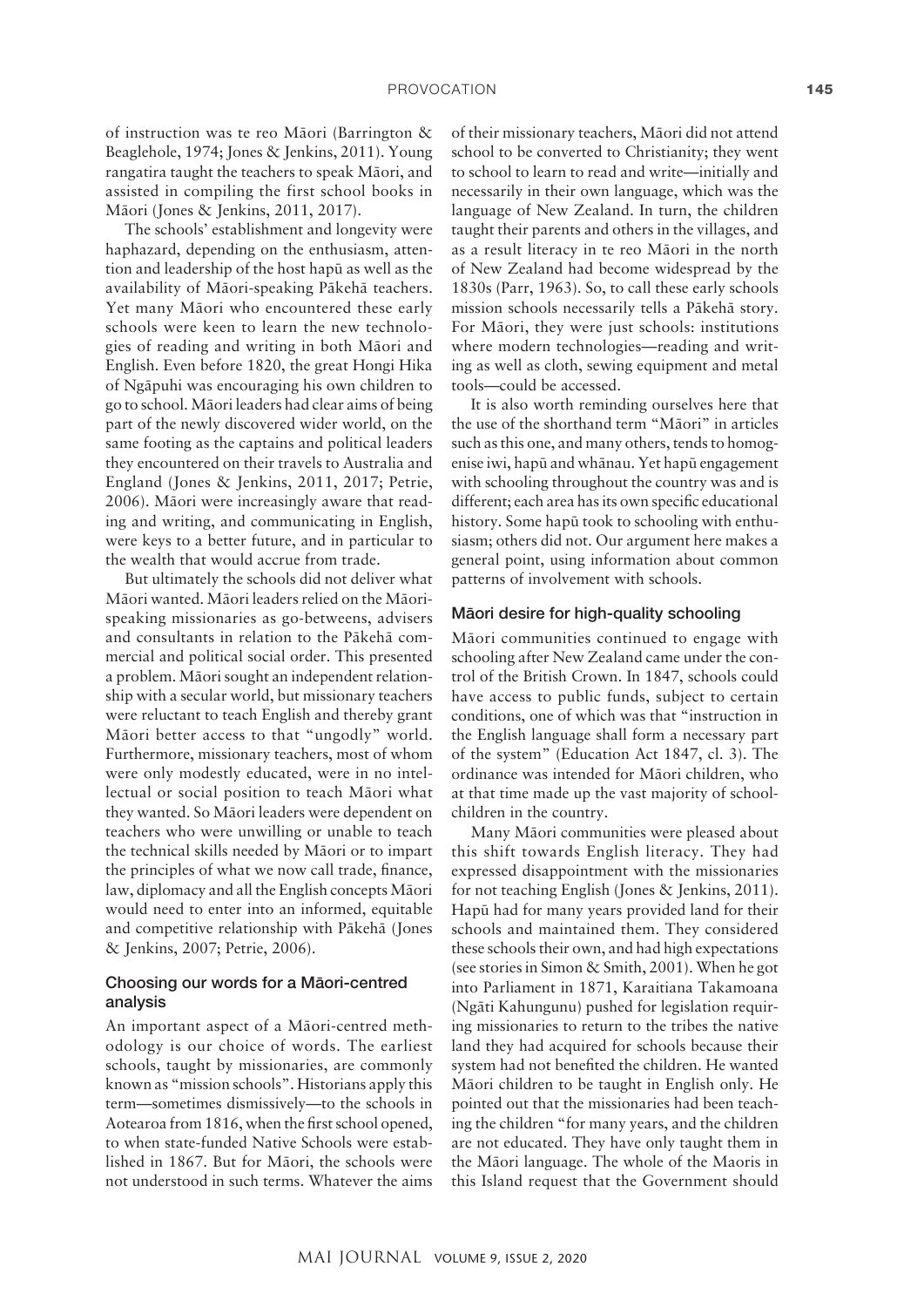of instruction was te reo Māori (Barrington & Beaglehole, 1974; Jones & Jenkins, 2011). Young rangatira taught the teachers to speak Māori, and assisted in compiling the first school books in Māori (Jones & Jenkins, 2011, 2017).

The schools' establishment and longevity were haphazard, depending on the enthusiasm, attention and leadership of the host hapū as well as the availability of Māori-speaking Pākehā teachers. Yet many Māori who encountered these early schools were keen to learn the new technologies of reading and writing in both Māori and English. Even before 1820, the great Hongi Hika of Ngāpuhi was encouraging his own children to go to school. Māori leaders had clear aims of being part of the newly discovered wider world, on the same footing as the captains and political leaders they encountered on their travels to Australia and England (Jones & Jenkins, 2011, 2017; Petrie, 2006). Māori were increasingly aware that reading and writing, and communicating in English, were keys to a better future, and in particular to the wealth that would accrue from trade.

But ultimately the schools did not deliver what Māori wanted. Māori leaders relied on the Māori-speaking missionaries as go-betweens, advisers and consultants in relation to the Pākehā commercial and political social order. This presented a problem. Māori sought an independent relationship with a secular world, but missionary teachers were reluctant to teach English and thereby grant Māori better access to that "ungodly" world. Furthermore, missionary teachers, most of whom were only modestly educated, were in no intellectual or social position to teach Māori what they wanted. So Māori leaders were dependent on teachers who were unwilling or unable to teach the technical skills needed by Māori or to impart the principles of what we now call trade, finance, law, diplomacy and all the English concepts Māori would need to enter into an informed, equitable and competitive relationship with Pākehā (Jones & Jenkins, 2007; Petrie, 2006).

### Choosing our words for a Māori-centred analysis

An important aspect of a Māori-centred methodology is our choice of words. The earliest schools, taught by missionaries, are commonly known as "mission schools". Historians apply this term—sometimes dismissively—to the schools in Aotearoa from 1816, when the first school opened, to when state-funded Native Schools were established in 1867. But for Māori, the schools were not understood in such terms. Whatever the aims of their missionary teachers, Māori did not attend school to be converted to Christianity; they went to school to learn to read and write—initially and necessarily in their own language, which was the language of New Zealand. In turn, the children taught their parents and others in the villages, and as a result literacy in te reo Māori in the north of New Zealand had become widespread by the 1830s (Parr, 1963). So, to call these early schools mission schools necessarily tells a Pākehā story. For Māori, they were just schools: institutions where modern technologies—reading and writing as well as cloth, sewing equipment and metal tools—could be accessed.

It is also worth reminding ourselves here that the use of the shorthand term "Māori" in articles such as this one, and many others, tends to homogenise iwi, hapū and whānau. Yet hapū engagement with schooling throughout the country was and is different; each area has its own specific educational history. Some hapū took to schooling with enthusiasm; others did not. Our argument here makes a general point, using information about common patterns of involvement with schools.

### Māori desire for high-quality schooling

Māori communities continued to engage with schooling after New Zealand came under the control of the British Crown. In 1847, schools could have access to public funds, subject to certain conditions, one of which was that "instruction in the English language shall form a necessary part of the system" (Education Act 1847, cl. 3). The ordinance was intended for Māori children, who at that time made up the vast majority of schoolchildren in the country.

Many Māori communities were pleased about this shift towards English literacy. They had expressed disappointment with the missionaries for not teaching English (Jones & Jenkins, 2011). Hapū had for many years provided land for their schools and maintained them. They considered these schools their own, and had high expectations (see stories in Simon & Smith, 2001). When he got into Parliament in 1871, Karaitiana Takamoana (Ngāti Kahungunu) pushed for legislation requiring missionaries to return to the tribes the native land they had acquired for schools because their system had not benefited the children. He wanted Māori children to be taught in English only. He pointed out that the missionaries had been teaching the children "for many years, and the children are not educated. They have only taught them in the Māori language. The whole of the Maoris in this Island request that the Government should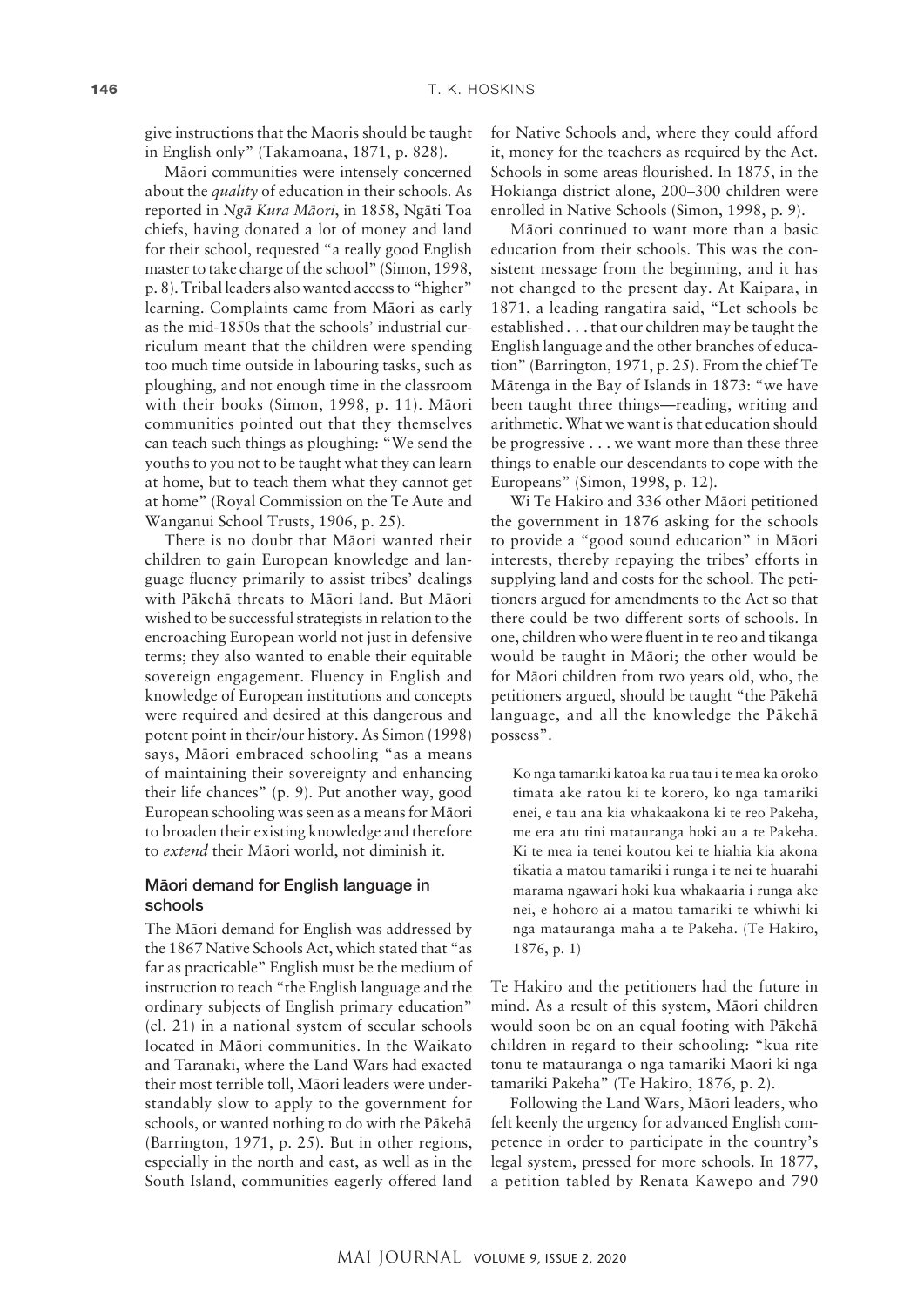give instructions that the Maoris should be taught in English only" (Takamoana, 1871, p. 828).

Māori communities were intensely concerned about the *quality* of education in their schools. As reported in *Ngā Kura Māori*, in 1858, Ngāti Toa chiefs, having donated a lot of money and land for their school, requested "a really good English master to take charge of the school" (Simon, 1998, p. 8). Tribal leaders also wanted access to "higher" learning. Complaints came from Māori as early as the mid-1850s that the schools' industrial curriculum meant that the children were spending too much time outside in labouring tasks, such as ploughing, and not enough time in the classroom with their books (Simon, 1998, p. 11). Māori communities pointed out that they themselves can teach such things as ploughing: "We send the youths to you not to be taught what they can learn at home, but to teach them what they cannot get at home" (Royal Commission on the Te Aute and Wanganui School Trusts, 1906, p. 25).

There is no doubt that Māori wanted their children to gain European knowledge and language fluency primarily to assist tribes' dealings with Pākehā threats to Māori land. But Māori wished to be successful strategists in relation to the encroaching European world not just in defensive terms; they also wanted to enable their equitable sovereign engagement. Fluency in English and knowledge of European institutions and concepts were required and desired at this dangerous and potent point in their/our history. As Simon (1998) says, Māori embraced schooling "as a means of maintaining their sovereignty and enhancing their life chances" (p. 9). Put another way, good European schooling was seen as a means for Māori to broaden their existing knowledge and therefore to *extend* their Māori world, not diminish it.

### Māori demand for English language in schools

The Māori demand for English was addressed by the 1867 Native Schools Act, which stated that "as far as practicable" English must be the medium of instruction to teach "the English language and the ordinary subjects of English primary education" (cl. 21) in a national system of secular schools located in Māori communities. In the Waikato and Taranaki, where the Land Wars had exacted their most terrible toll, Māori leaders were understandably slow to apply to the government for schools, or wanted nothing to do with the Pākehā (Barrington, 1971, p. 25). But in other regions, especially in the north and east, as well as in the South Island, communities eagerly offered land for Native Schools and, where they could afford it, money for the teachers as required by the Act. Schools in some areas flourished. In 1875, in the Hokianga district alone, 200–300 children were enrolled in Native Schools (Simon, 1998, p. 9).

Māori continued to want more than a basic education from their schools. This was the consistent message from the beginning, and it has not changed to the present day. At Kaipara, in 1871, a leading rangatira said, "Let schools be established . . . that our children may be taught the English language and the other branches of education" (Barrington, 1971, p. 25). From the chief Te Mātenga in the Bay of Islands in 1873: "we have been taught three things—reading, writing and arithmetic. What we want is that education should be progressive . . . we want more than these three things to enable our descendants to cope with the Europeans" (Simon, 1998, p. 12).

Wi Te Hakiro and 336 other Māori petitioned the government in 1876 asking for the schools to provide a "good sound education" in Māori interests, thereby repaying the tribes' efforts in supplying land and costs for the school. The petitioners argued for amendments to the Act so that there could be two different sorts of schools. In one, children who were fluent in te reo and tikanga would be taught in Māori; the other would be for Māori children from two years old, who, the petitioners argued, should be taught "the Pākehā language, and all the knowledge the Pākehā possess".

> Ko nga tamariki katoa ka rua tau i te mea ka oroko timata ake ratou ki te korero, ko nga tamariki enei, e tau ana kia whakaakona ki te reo Pakeha, me era atu tini matauranga hoki au a te Pakeha. Ki te mea ia tenei koutou kei te hiahia kia akona tikatia a matou tamariki i runga i te nei te huarahi marama ngawari hoki kua whakaaria i runga ake nei, e hohoro ai a matou tamariki te whiwhi ki nga matauranga maha a te Pakeha. (Te Hakiro, 1876, p. 1)

Te Hakiro and the petitioners had the future in mind. As a result of this system, Māori children would soon be on an equal footing with Pākehā children in regard to their schooling: "kua rite tonu te matauranga o nga tamariki Maori ki nga tamariki Pakeha" (Te Hakiro, 1876, p. 2).

Following the Land Wars, Māori leaders, who felt keenly the urgency for advanced English competence in order to participate in the country's legal system, pressed for more schools. In 1877, a petition tabled by Renata Kawepo and 790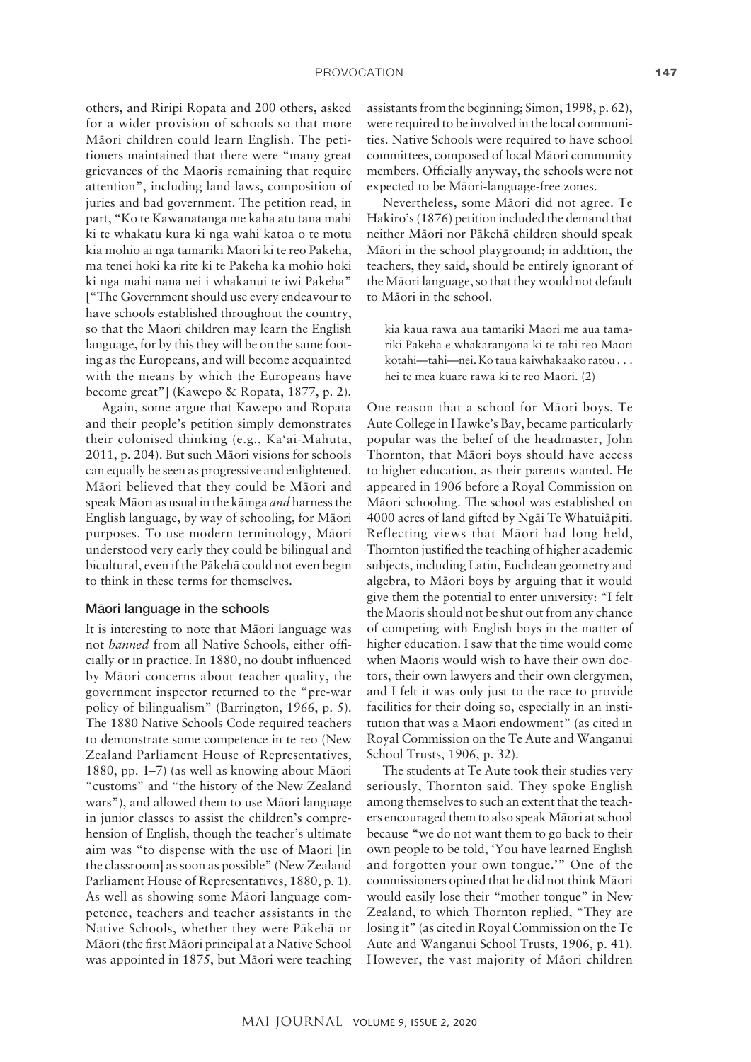others, and Riripi Ropata and 200 others, asked for a wider provision of schools so that more Māori children could learn English. The petitioners maintained that there were "many great grievances of the Maoris remaining that require attention", including land laws, composition of juries and bad government. The petition read, in part, "Ko te Kawanatanga me kaha atu tana mahi ki te whakatu kura ki nga wahi katoa o te motu kia mohio ai nga tamariki Maori ki te reo Pakeha, ma tenei hoki ka rite ki te Pakeha ka mohio hoki ki nga mahi nana nei i whakanui te iwi Pakeha" ["The Government should use every endeavour to have schools established throughout the country, so that the Maori children may learn the English language, for by this they will be on the same footing as the Europeans, and will become acquainted with the means by which the Europeans have become great"] (Kawepo & Ropata, 1877, p. 2).

Again, some argue that Kawepo and Ropata and their people's petition simply demonstrates their colonised thinking (e.g., Ka'ai-Mahuta, 2011, p. 204). But such Māori visions for schools can equally be seen as progressive and enlightened. Māori believed that they could be Māori and speak Māori as usual in the kāinga *and* harness the English language, by way of schooling, for Māori purposes. To use modern terminology, Māori understood very early they could be bilingual and bicultural, even if the Pākehā could not even begin to think in these terms for themselves.

### Māori language in the schools

It is interesting to note that Māori language was not *banned* from all Native Schools, either officially or in practice. In 1880, no doubt influenced by Māori concerns about teacher quality, the government inspector returned to the "pre-war policy of bilingualism" (Barrington, 1966, p. 5). The 1880 Native Schools Code required teachers to demonstrate some competence in te reo (New Zealand Parliament House of Representatives, 1880, pp. 1–7) (as well as knowing about Māori "customs" and "the history of the New Zealand wars"), and allowed them to use Māori language in junior classes to assist the children's comprehension of English, though the teacher's ultimate aim was "to dispense with the use of Maori [in the classroom] as soon as possible" (New Zealand Parliament House of Representatives, 1880, p. 1). As well as showing some Māori language competence, teachers and teacher assistants in the Native Schools, whether they were Pākehā or Māori (the first Māori principal at a Native School was appointed in 1875, but Māori were teaching assistants from the beginning; Simon, 1998, p. 62), were required to be involved in the local communities. Native Schools were required to have school committees, composed of local Māori community members. Officially anyway, the schools were not expected to be Māori-language-free zones.

Nevertheless, some Māori did not agree. Te Hakiro's (1876) petition included the demand that neither Māori nor Pākehā children should speak Māori in the school playground; in addition, the teachers, they said, should be entirely ignorant of the Māori language, so that they would not default to Māori in the school.

> kia kaua rawa aua tamariki Maori me aua tamariki Pakeha e whakarangona ki te tahi reo Maori kotahi—tahi—nei. Ko taua kaiwhakaako ratou . . . hei te mea kuare rawa ki te reo Maori. (2)

One reason that a school for Māori boys, Te Aute College in Hawke's Bay, became particularly popular was the belief of the headmaster, John Thornton, that Māori boys should have access to higher education, as their parents wanted. He appeared in 1906 before a Royal Commission on Māori schooling. The school was established on 4000 acres of land gifted by Ngāi Te Whatuiāpiti. Reflecting views that Māori had long held, Thornton justified the teaching of higher academic subjects, including Latin, Euclidean geometry and algebra, to Māori boys by arguing that it would give them the potential to enter university: "I felt the Maoris should not be shut out from any chance of competing with English boys in the matter of higher education. I saw that the time would come when Maoris would wish to have their own doctors, their own lawyers and their own clergymen, and I felt it was only just to the race to provide facilities for their doing so, especially in an institution that was a Maori endowment" (as cited in Royal Commission on the Te Aute and Wanganui School Trusts, 1906, p. 32).

The students at Te Aute took their studies very seriously, Thornton said. They spoke English among themselves to such an extent that the teachers encouraged them to also speak Māori at school because "we do not want them to go back to their own people to be told, 'You have learned English and forgotten your own tongue.'" One of the commissioners opined that he did not think Māori would easily lose their "mother tongue" in New Zealand, to which Thornton replied, "They are losing it" (as cited in Royal Commission on the Te Aute and Wanganui School Trusts, 1906, p. 41). However, the vast majority of Māori children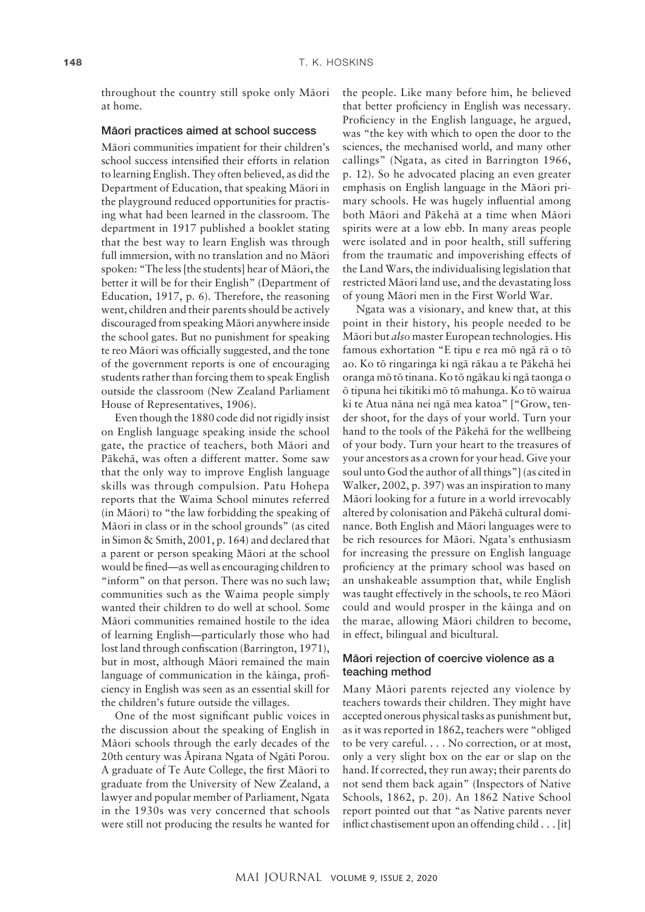throughout the country still spoke only Māori at home.

### Māori practices aimed at school success

Māori communities impatient for their children's school success intensified their efforts in relation to learning English. They often believed, as did the Department of Education, that speaking Māori in the playground reduced opportunities for practising what had been learned in the classroom. The department in 1917 published a booklet stating that the best way to learn English was through full immersion, with no translation and no Māori spoken: "The less [the students] hear of Māori, the better it will be for their English" (Department of Education, 1917, p. 6). Therefore, the reasoning went, children and their parents should be actively discouraged from speaking Māori anywhere inside the school gates. But no punishment for speaking te reo Māori was officially suggested, and the tone of the government reports is one of encouraging students rather than forcing them to speak English outside the classroom (New Zealand Parliament House of Representatives, 1906).

Even though the 1880 code did not rigidly insist on English language speaking inside the school gate, the practice of teachers, both Māori and Pākehā, was often a different matter. Some saw that the only way to improve English language skills was through compulsion. Patu Hohepa reports that the Waima School minutes referred (in Māori) to "the law forbidding the speaking of Māori in class or in the school grounds" (as cited in Simon & Smith, 2001, p. 164) and declared that a parent or person speaking Māori at the school would be fined—as well as encouraging children to "inform" on that person. There was no such law; communities such as the Waima people simply wanted their children to do well at school. Some Māori communities remained hostile to the idea of learning English—particularly those who had lost land through confiscation (Barrington, 1971), but in most, although Māori remained the main language of communication in the kāinga, proficiency in English was seen as an essential skill for the children's future outside the villages.

One of the most significant public voices in the discussion about the speaking of English in Māori schools through the early decades of the 20th century was Āpirana Ngata of Ngāti Porou. A graduate of Te Aute College, the first Māori to graduate from the University of New Zealand, a lawyer and popular member of Parliament, Ngata in the 1930s was very concerned that schools were still not producing the results he wanted for the people. Like many before him, he believed that better proficiency in English was necessary. Proficiency in the English language, he argued, was "the key with which to open the door to the sciences, the mechanised world, and many other callings" (Ngata, as cited in Barrington 1966, p. 12). So he advocated placing an even greater emphasis on English language in the Māori primary schools. He was hugely influential among both Māori and Pākehā at a time when Māori spirits were at a low ebb. In many areas people were isolated and in poor health, still suffering from the traumatic and impoverishing effects of the Land Wars, the individualising legislation that restricted Māori land use, and the devastating loss of young Māori men in the First World War.

Ngata was a visionary, and knew that, at this point in their history, his people needed to be Māori but *also* master European technologies. His famous exhortation "E tipu e rea mō ngā rā o tō ao. Ko tō ringaringa ki ngā rākau a te Pākehā hei oranga mō tō tinana. Ko tō ngākau ki ngā taonga o ō tipuna hei tikitiki mō tō mahunga. Ko tō wairua ki te Atua nāna nei ngā mea katoa" ["Grow, tender shoot, for the days of your world. Turn your hand to the tools of the Pākehā for the wellbeing of your body. Turn your heart to the treasures of your ancestors as a crown for your head. Give your soul unto God the author of all things"] (as cited in Walker, 2002, p. 397) was an inspiration to many Māori looking for a future in a world irrevocably altered by colonisation and Pākehā cultural dominance. Both English and Māori languages were to be rich resources for Māori. Ngata's enthusiasm for increasing the pressure on English language proficiency at the primary school was based on an unshakeable assumption that, while English was taught effectively in the schools, te reo Māori could and would prosper in the kāinga and on the marae, allowing Māori children to become, in effect, bilingual and bicultural.

### Māori rejection of coercive violence as a teaching method

Many Māori parents rejected any violence by teachers towards their children. They might have accepted onerous physical tasks as punishment but, as it was reported in 1862, teachers were "obliged to be very careful. . . . No correction, or at most, only a very slight box on the ear or slap on the hand. If corrected, they run away; their parents do not send them back again" (Inspectors of Native Schools, 1862, p. 20). An 1862 Native School report pointed out that "as Native parents never inflict chastisement upon an offending child . . . [it]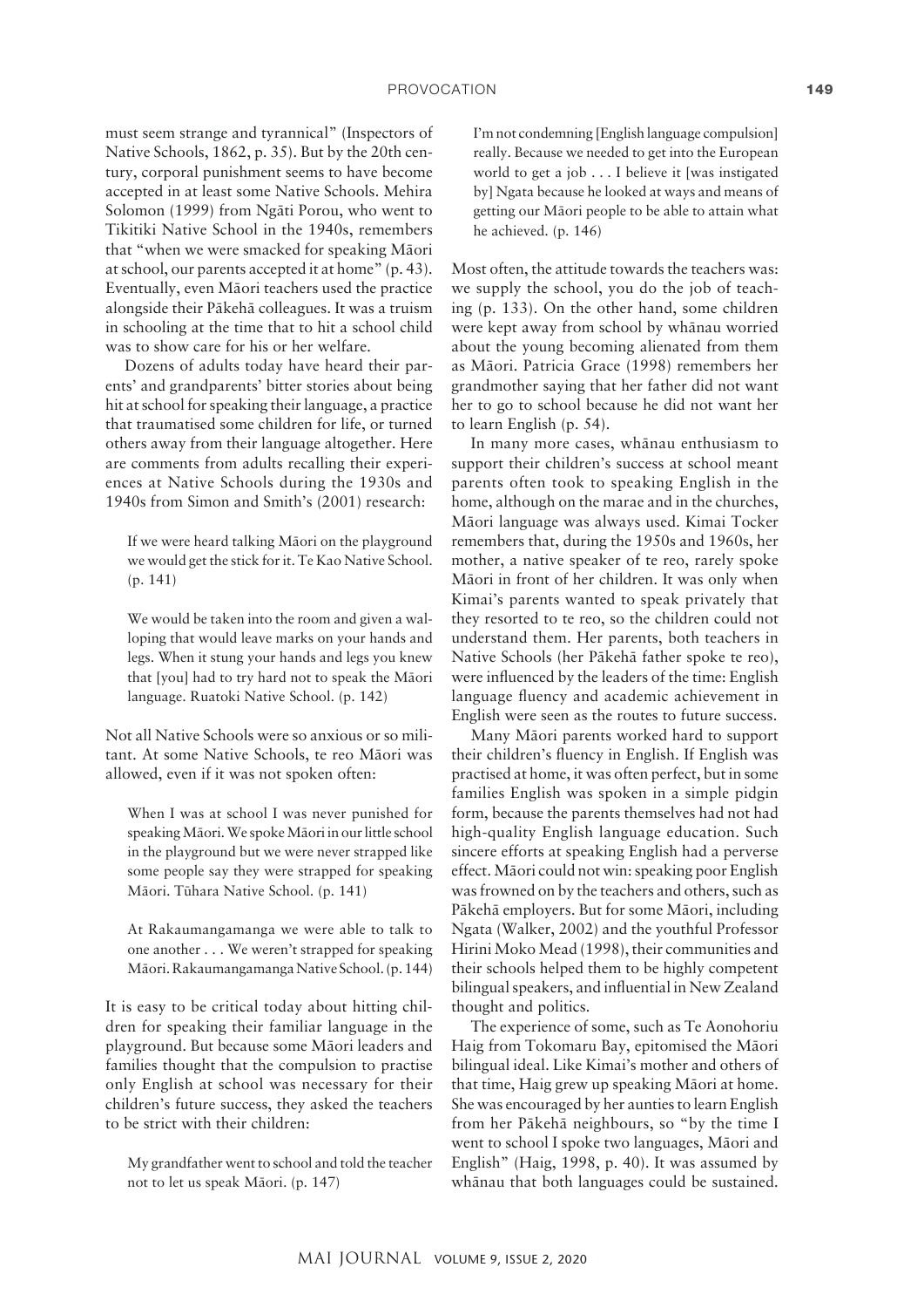must seem strange and tyrannical" (Inspectors of Native Schools, 1862, p. 35). But by the 20th century, corporal punishment seems to have become accepted in at least some Native Schools. Mehira Solomon (1999) from Ngāti Porou, who went to Tikitiki Native School in the 1940s, remembers that "when we were smacked for speaking Māori at school, our parents accepted it at home" (p. 43). Eventually, even Māori teachers used the practice alongside their Pākehā colleagues. It was a truism in schooling at the time that to hit a school child was to show care for his or her welfare.

Dozens of adults today have heard their parents' and grandparents' bitter stories about being hit at school for speaking their language, a practice that traumatised some children for life, or turned others away from their language altogether. Here are comments from adults recalling their experiences at Native Schools during the 1930s and 1940s from Simon and Smith's (2001) research:

> If we were heard talking Māori on the playground we would get the stick for it. Te Kao Native School. (p. 141)

> We would be taken into the room and given a walloping that would leave marks on your hands and legs. When it stung your hands and legs you knew that [you] had to try hard not to speak the Māori language. Ruatoki Native School. (p. 142)

Not all Native Schools were so anxious or so militant. At some Native Schools, te reo Māori was allowed, even if it was not spoken often:

> When I was at school I was never punished for speaking Māori. We spoke Māori in our little school in the playground but we were never strapped like some people say they were strapped for speaking Māori. Tūhara Native School. (p. 141)

> At Rakaumangamanga we were able to talk to one another . . . We weren't strapped for speaking Māori. Rakaumangamanga Native School. (p. 144)

It is easy to be critical today about hitting children for speaking their familiar language in the playground. But because some Māori leaders and families thought that the compulsion to practise only English at school was necessary for their children's future success, they asked the teachers to be strict with their children:

> My grandfather went to school and told the teacher not to let us speak Māori. (p. 147)

> I'm not condemning [English language compulsion] really. Because we needed to get into the European world to get a job . . . I believe it [was instigated by] Ngata because he looked at ways and means of getting our Māori people to be able to attain what he achieved. (p. 146)

Most often, the attitude towards the teachers was: we supply the school, you do the job of teaching (p. 133). On the other hand, some children were kept away from school by whānau worried about the young becoming alienated from them as Māori. Patricia Grace (1998) remembers her grandmother saying that her father did not want her to go to school because he did not want her to learn English (p. 54).

In many more cases, whānau enthusiasm to support their children's success at school meant parents often took to speaking English in the home, although on the marae and in the churches, Māori language was always used. Kimai Tocker remembers that, during the 1950s and 1960s, her mother, a native speaker of te reo, rarely spoke Māori in front of her children. It was only when Kimai's parents wanted to speak privately that they resorted to te reo, so the children could not understand them. Her parents, both teachers in Native Schools (her Pākehā father spoke te reo), were influenced by the leaders of the time: English language fluency and academic achievement in English were seen as the routes to future success.

Many Māori parents worked hard to support their children's fluency in English. If English was practised at home, it was often perfect, but in some families English was spoken in a simple pidgin form, because the parents themselves had not had high-quality English language education. Such sincere efforts at speaking English had a perverse effect. Māori could not win: speaking poor English was frowned on by the teachers and others, such as Pākehā employers. But for some Māori, including Ngata (Walker, 2002) and the youthful Professor Hirini Moko Mead (1998), their communities and their schools helped them to be highly competent bilingual speakers, and influential in New Zealand thought and politics.

The experience of some, such as Te Aonohoriu Haig from Tokomaru Bay, epitomised the Māori bilingual ideal. Like Kimai's mother and others of that time, Haig grew up speaking Māori at home. She was encouraged by her aunties to learn English from her Pākehā neighbours, so "by the time I went to school I spoke two languages, Māori and English" (Haig, 1998, p. 40). It was assumed by whānau that both languages could be sustained.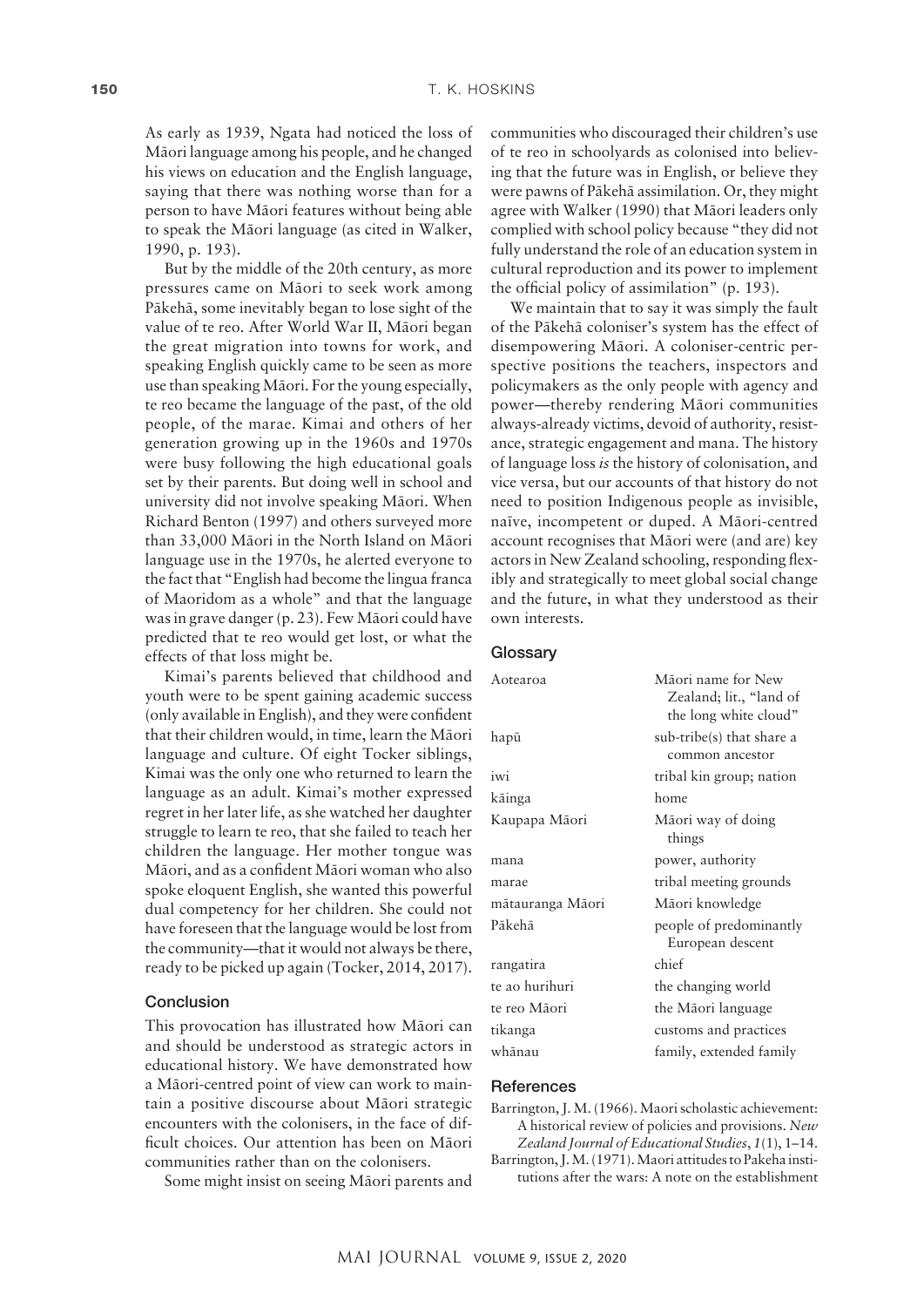As early as 1939, Ngata had noticed the loss of Māori language among his people, and he changed his views on education and the English language, saying that there was nothing worse than for a person to have Māori features without being able to speak the Māori language (as cited in Walker, 1990, p. 193).

But by the middle of the 20th century, as more pressures came on Māori to seek work among Pākehā, some inevitably began to lose sight of the value of te reo. After World War II, Māori began the great migration into towns for work, and speaking English quickly came to be seen as more use than speaking Māori. For the young especially, te reo became the language of the past, of the old people, of the marae. Kimai and others of her generation growing up in the 1960s and 1970s were busy following the high educational goals set by their parents. But doing well in school and university did not involve speaking Māori. When Richard Benton (1997) and others surveyed more than 33,000 Māori in the North Island on Māori language use in the 1970s, he alerted everyone to the fact that "English had become the lingua franca of Maoridom as a whole" and that the language was in grave danger (p. 23). Few Māori could have predicted that te reo would get lost, or what the effects of that loss might be.

Kimai's parents believed that childhood and youth were to be spent gaining academic success (only available in English), and they were confident that their children would, in time, learn the Māori language and culture. Of eight Tocker siblings, Kimai was the only one who returned to learn the language as an adult. Kimai's mother expressed regret in her later life, as she watched her daughter struggle to learn te reo, that she failed to teach her children the language. Her mother tongue was Māori, and as a confident Māori woman who also spoke eloquent English, she wanted this powerful dual competency for her children. She could not have foreseen that the language would be lost from the community—that it would not always be there, ready to be picked up again (Tocker, 2014, 2017).

## Conclusion

This provocation has illustrated how Māori can and should be understood as strategic actors in educational history. We have demonstrated how a Māori-centred point of view can work to maintain a positive discourse about Māori strategic encounters with the colonisers, in the face of difficult choices. Our attention has been on Māori communities rather than on the colonisers.

Some might insist on seeing Māori parents and communities who discouraged their children's use of te reo in schoolyards as colonised into believing that the future was in English, or believe they were pawns of Pākehā assimilation. Or, they might agree with Walker (1990) that Māori leaders only complied with school policy because "they did not fully understand the role of an education system in cultural reproduction and its power to implement the official policy of assimilation" (p. 193).

We maintain that to say it was simply the fault of the Pākehā coloniser's system has the effect of disempowering Māori. A coloniser-centric perspective positions the teachers, inspectors and policymakers as the only people with agency and power—thereby rendering Māori communities always-already victims, devoid of authority, resistance, strategic engagement and mana. The history of language loss *is* the history of colonisation, and vice versa, but our accounts of that history do not need to position Indigenous people as invisible, naïve, incompetent or duped. A Māori-centred account recognises that Māori were (and are) key actors in New Zealand schooling, responding flexibly and strategically to meet global social change and the future, in what they understood as their own interests.

## Glossary

| | |
|---|---|
| Aotearoa | Māori name for New Zealand; lit., "land of the long white cloud" |
| hapū | sub-tribe(s) that share a common ancestor |
| iwi | tribal kin group; nation |
| kāinga | home |
| Kaupapa Māori | Māori way of doing things |
| mana | power, authority |
| marae | tribal meeting grounds |
| mātauranga Māori | Māori knowledge |
| Pākehā | people of predominantly European descent |
| rangatira | chief |
| te ao hurihuri | the changing world |
| te reo Māori | the Māori language |
| tikanga | customs and practices |
| whānau | family, extended family |

## References

Barrington, J. M. (1966). Maori scholastic achievement: A historical review of policies and provisions. *New Zealand Journal of Educational Studies*, *1*(1), 1–14.

Barrington, J. M. (1971). Maori attitudes to Pakeha institutions after the wars: A note on the establishment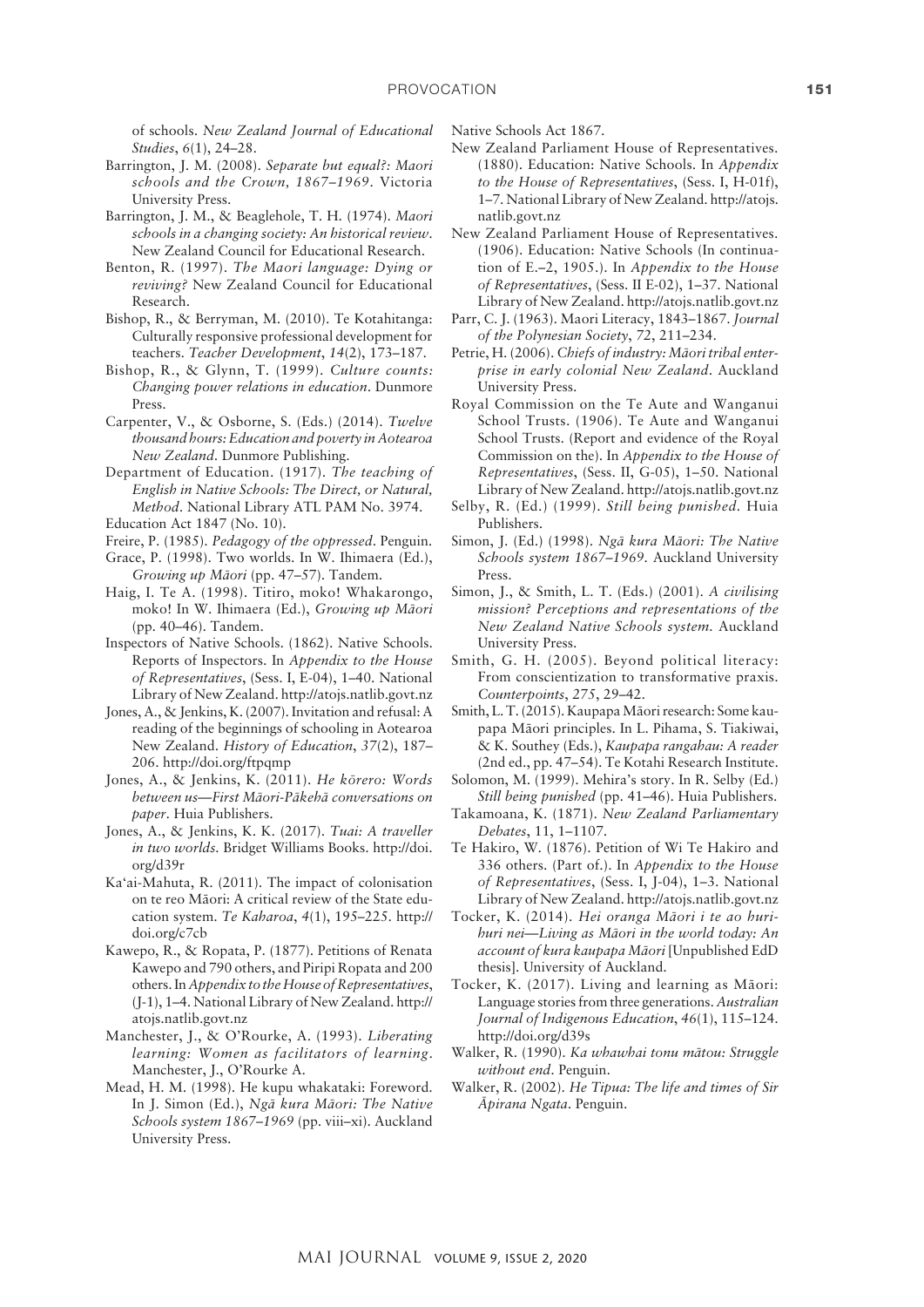of schools. *New Zealand Journal of Educational Studies*, *6*(1), 24–28.

Barrington, J. M. (2008). *Separate but equal?: Maori schools and the Crown, 1867–1969*. Victoria University Press.

Barrington, J. M., & Beaglehole, T. H. (1974). *Maori schools in a changing society: An historical review*. New Zealand Council for Educational Research.

Benton, R. (1997). *The Maori language: Dying or reviving?* New Zealand Council for Educational Research.

Bishop, R., & Berryman, M. (2010). Te Kotahitanga: Culturally responsive professional development for teachers. *Teacher Development*, *14*(2), 173–187.

Bishop, R., & Glynn, T. (1999). *Culture counts: Changing power relations in education*. Dunmore Press.

Carpenter, V., & Osborne, S. (Eds.) (2014). *Twelve thousand hours: Education and poverty in Aotearoa New Zealand*. Dunmore Publishing.

Department of Education. (1917). *The teaching of English in Native Schools: The Direct, or Natural, Method*. National Library ATL PAM No. 3974.

Education Act 1847 (No. 10).

Freire, P. (1985). *Pedagogy of the oppressed*. Penguin.

Grace, P. (1998). Two worlds. In W. Ihimaera (Ed.), *Growing up Māori* (pp. 47–57). Tandem.

Haig, I. Te A. (1998). Titiro, moko! Whakarongo, moko! In W. Ihimaera (Ed.), *Growing up Māori* (pp. 40–46). Tandem.

Inspectors of Native Schools. (1862). Native Schools. Reports of Inspectors. In *Appendix to the House of Representatives*, (Sess. I, E-04), 1–40. National Library of New Zealand. http://atojs.natlib.govt.nz

Jones, A., & Jenkins, K. (2007). Invitation and refusal: A reading of the beginnings of schooling in Aotearoa New Zealand. *History of Education*, *37*(2), 187–206. http://doi.org/ftpqmp

Jones, A., & Jenkins, K. (2011). *He kōrero: Words between us—First Māori-Pākehā conversations on paper*. Huia Publishers.

Jones, A., & Jenkins, K. K. (2017). *Tuai: A traveller in two worlds*. Bridget Williams Books. http://doi.org/d39r

Ka'ai-Mahuta, R. (2011). The impact of colonisation on te reo Māori: A critical review of the State education system. *Te Kaharoa*, *4*(1), 195–225. http://doi.org/c7cb

Kawepo, R., & Ropata, P. (1877). Petitions of Renata Kawepo and 790 others, and Piripi Ropata and 200 others. In *Appendix to the House of Representatives*, (J-1), 1–4. National Library of New Zealand. http://atojs.natlib.govt.nz

Manchester, J., & O'Rourke, A. (1993). *Liberating learning: Women as facilitators of learning*. Manchester, J., O'Rourke A.

Mead, H. M. (1998). He kupu whakataki: Foreword. In J. Simon (Ed.), *Ngā kura Māori: The Native Schools system 1867–1969* (pp. viii–xi). Auckland University Press.

Native Schools Act 1867.

New Zealand Parliament House of Representatives. (1880). Education: Native Schools. In *Appendix to the House of Representatives*, (Sess. I, H-01f), 1–7. National Library of New Zealand. http://atojs.natlib.govt.nz

New Zealand Parliament House of Representatives. (1906). Education: Native Schools (In continuation of E.–2, 1905.). In *Appendix to the House of Representatives*, (Sess. II E-02), 1–37. National Library of New Zealand. http://atojs.natlib.govt.nz

Parr, C. J. (1963). Maori Literacy, 1843–1867. *Journal of the Polynesian Society*, *72*, 211–234.

Petrie, H. (2006). *Chiefs of industry: Māori tribal enterprise in early colonial New Zealand*. Auckland University Press.

Royal Commission on the Te Aute and Wanganui School Trusts. (1906). Te Aute and Wanganui School Trusts. (Report and evidence of the Royal Commission on the). In *Appendix to the House of Representatives*, (Sess. II, G-05), 1–50. National Library of New Zealand. http://atojs.natlib.govt.nz

Selby, R. (Ed.) (1999). *Still being punished*. Huia Publishers.

Simon, J. (Ed.) (1998). *Ngā kura Māori: The Native Schools system 1867–1969*. Auckland University Press.

Simon, J., & Smith, L. T. (Eds.) (2001). *A civilising mission? Perceptions and representations of the New Zealand Native Schools system*. Auckland University Press.

Smith, G. H. (2005). Beyond political literacy: From conscientization to transformative praxis. *Counterpoints*, *275*, 29–42.

Smith, L. T. (2015). Kaupapa Māori research: Some kaupapa Māori principles. In L. Pihama, S. Tiakiwai, & K. Southey (Eds.), *Kaupapa rangahau: A reader* (2nd ed., pp. 47–54). Te Kotahi Research Institute.

Solomon, M. (1999). Mehira's story. In R. Selby (Ed.) *Still being punished* (pp. 41–46). Huia Publishers.

Takamoana, K. (1871). *New Zealand Parliamentary Debates*, 11, 1–1107.

Te Hakiro, W. (1876). Petition of Wi Te Hakiro and 336 others. (Part of.). In *Appendix to the House of Representatives*, (Sess. I, J-04), 1–3. National Library of New Zealand. http://atojs.natlib.govt.nz

Tocker, K. (2014). *Hei oranga Māori i te ao hurihuri nei—Living as Māori in the world today: An account of kura kaupapa Māori* [Unpublished EdD thesis]. University of Auckland.

Tocker, K. (2017). Living and learning as Māori: Language stories from three generations. *Australian Journal of Indigenous Education*, *46*(1), 115–124. http://doi.org/d39s

Walker, R. (1990). *Ka whawhai tonu mātou: Struggle without end*. Penguin.

Walker, R. (2002). *He Tipua: The life and times of Sir Āpirana Ngata*. Penguin.